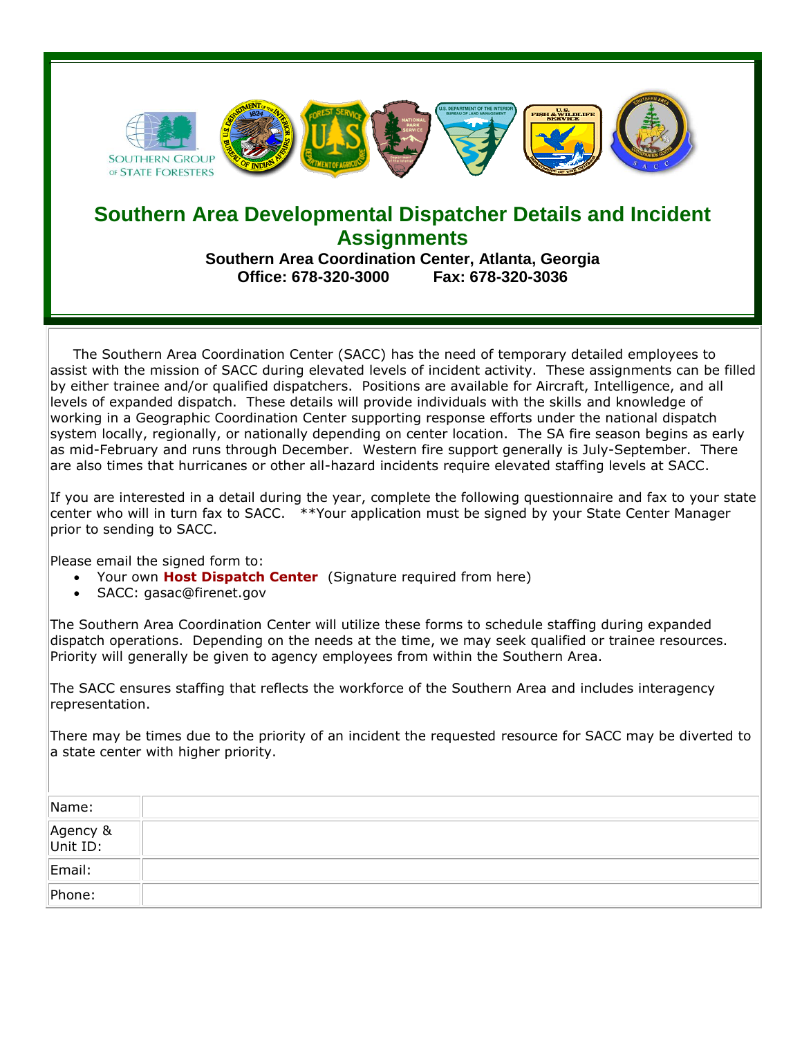SOUTHERN GROUP OF STATE FORESTERS

# Southern Area Developmental Dispatcher Details and Incident Assignments

**Southern Area Coordination Center, Atlanta, Georgia**
**Office: 678-320-3000 Fax: 678-320-3036**

The Southern Area Coordination Center (SACC) has the need of temporary detailed employees to assist with the mission of SACC during elevated levels of incident activity. These assignments can be filled by either trainee and/or qualified dispatchers. Positions are available for Aircraft, Intelligence, and all levels of expanded dispatch. These details will provide individuals with the skills and knowledge of working in a Geographic Coordination Center supporting response efforts under the national dispatch system locally, regionally, or nationally depending on center location. The SA fire season begins as early as mid-February and runs through December. Western fire support generally is July-September. There are also times that hurricanes or other all-hazard incidents require elevated staffing levels at SACC.

If you are interested in a detail during the year, complete the following questionnaire and fax to your state center who will in turn fax to SACC. **Your application must be signed by your State Center Manager prior to sending to SACC.

Please email the signed form to:

- Your own **Host Dispatch Center** (Signature required from here)
- SACC: gasac@firenet.gov

The Southern Area Coordination Center will utilize these forms to schedule staffing during expanded dispatch operations. Depending on the needs at the time, we may seek qualified or trainee resources. Priority will generally be given to agency employees from within the Southern Area.

The SACC ensures staffing that reflects the workforce of the Southern Area and includes interagency representation.

There may be times due to the priority of an incident the requested resource for SACC may be diverted to a state center with higher priority.

| | |
|---|---|
| Name: | |
| Agency & Unit ID: | |
| Email: | |
| Phone: | |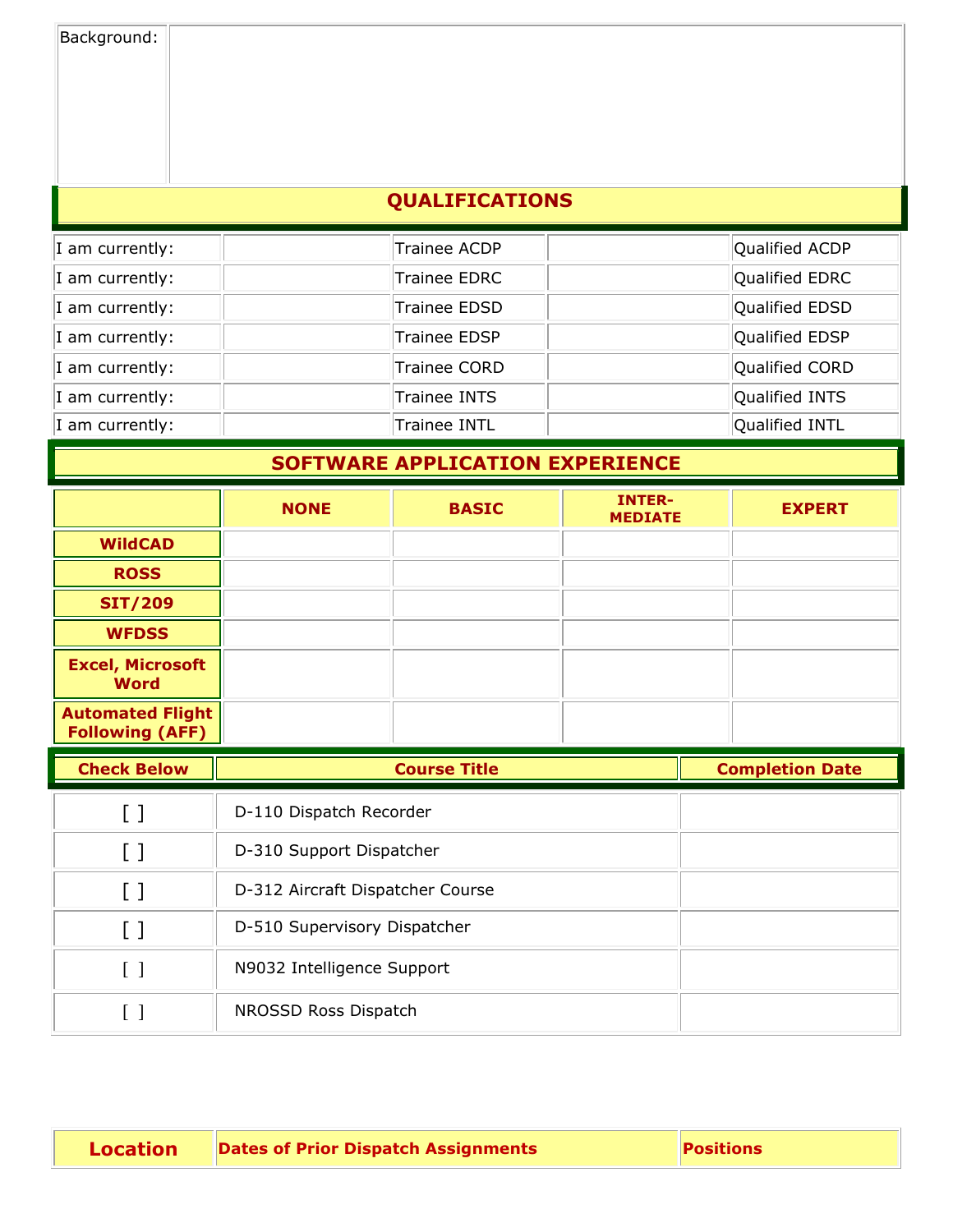| Background: | |
|---|---|

## QUALIFICATIONS

| | | | | |
|---|---|---|---|---|
| I am currently: | | Trainee ACDP | | Qualified ACDP |
| I am currently: | | Trainee EDRC | | Qualified EDRC |
| I am currently: | | Trainee EDSD | | Qualified EDSD |
| I am currently: | | Trainee EDSP | | Qualified EDSP |
| I am currently: | | Trainee CORD | | Qualified CORD |
| I am currently: | | Trainee INTS | | Qualified INTS |
| I am currently: | | Trainee INTL | | Qualified INTL |

## SOFTWARE APPLICATION EXPERIENCE

| | NONE | BASIC | INTER-MEDIATE | EXPERT |
|---|---|---|---|---|
| **WildCAD** | | | | |
| **ROSS** | | | | |
| **SIT/209** | | | | |
| **WFDSS** | | | | |
| **Excel, Microsoft Word** | | | | |
| **Automated Flight Following (AFF)** | | | | |

| Check Below | Course Title | Completion Date |
|---|---|---|
| [ ] | D-110 Dispatch Recorder | |
| [ ] | D-310 Support Dispatcher | |
| [ ] | D-312 Aircraft Dispatcher Course | |
| [ ] | D-510 Supervisory Dispatcher | |
| [ ] | N9032 Intelligence Support | |
| [ ] | NROSSD Ross Dispatch | |

| Location | Dates of Prior Dispatch Assignments | Positions |
|---|---|---|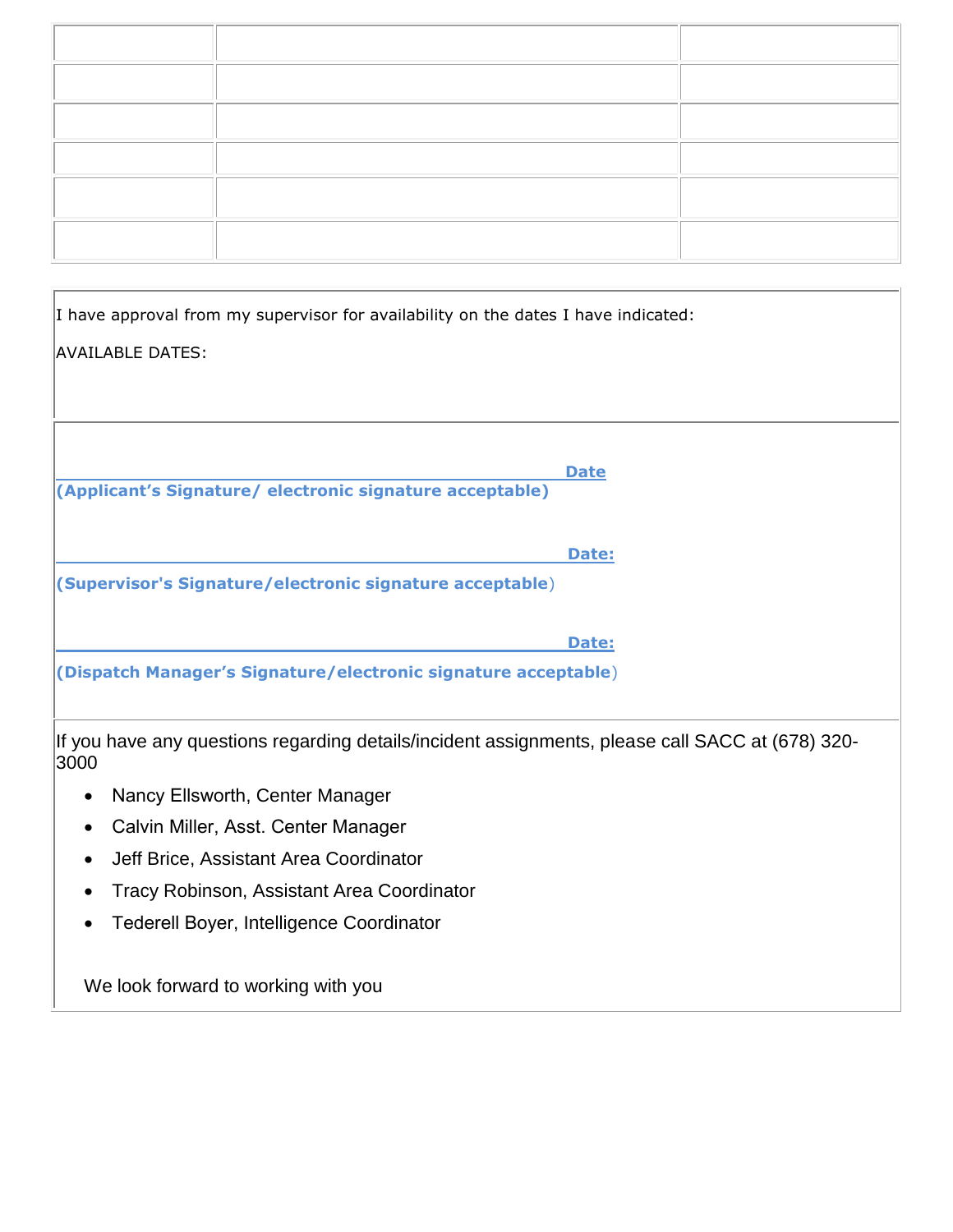| | | |
|---|---|---|
| | | |
| | | |
| | | |
| | | |
| | | |
| | | |

I have approval from my supervisor for availability on the dates I have indicated:

AVAILABLE DATES:

______________________________________________________________ **Date**

**(Applicant's Signature/ electronic signature acceptable)**

______________________________________________________________ **Date:**

**(Supervisor's Signature/electronic signature acceptable)**

______________________________________________________________ **Date:**

**(Dispatch Manager's Signature/electronic signature acceptable)**

If you have any questions regarding details/incident assignments, please call SACC at (678) 320-3000

- Nancy Ellsworth, Center Manager
- Calvin Miller, Asst. Center Manager
- Jeff Brice, Assistant Area Coordinator
- Tracy Robinson, Assistant Area Coordinator
- Tederell Boyer, Intelligence Coordinator

We look forward to working with you